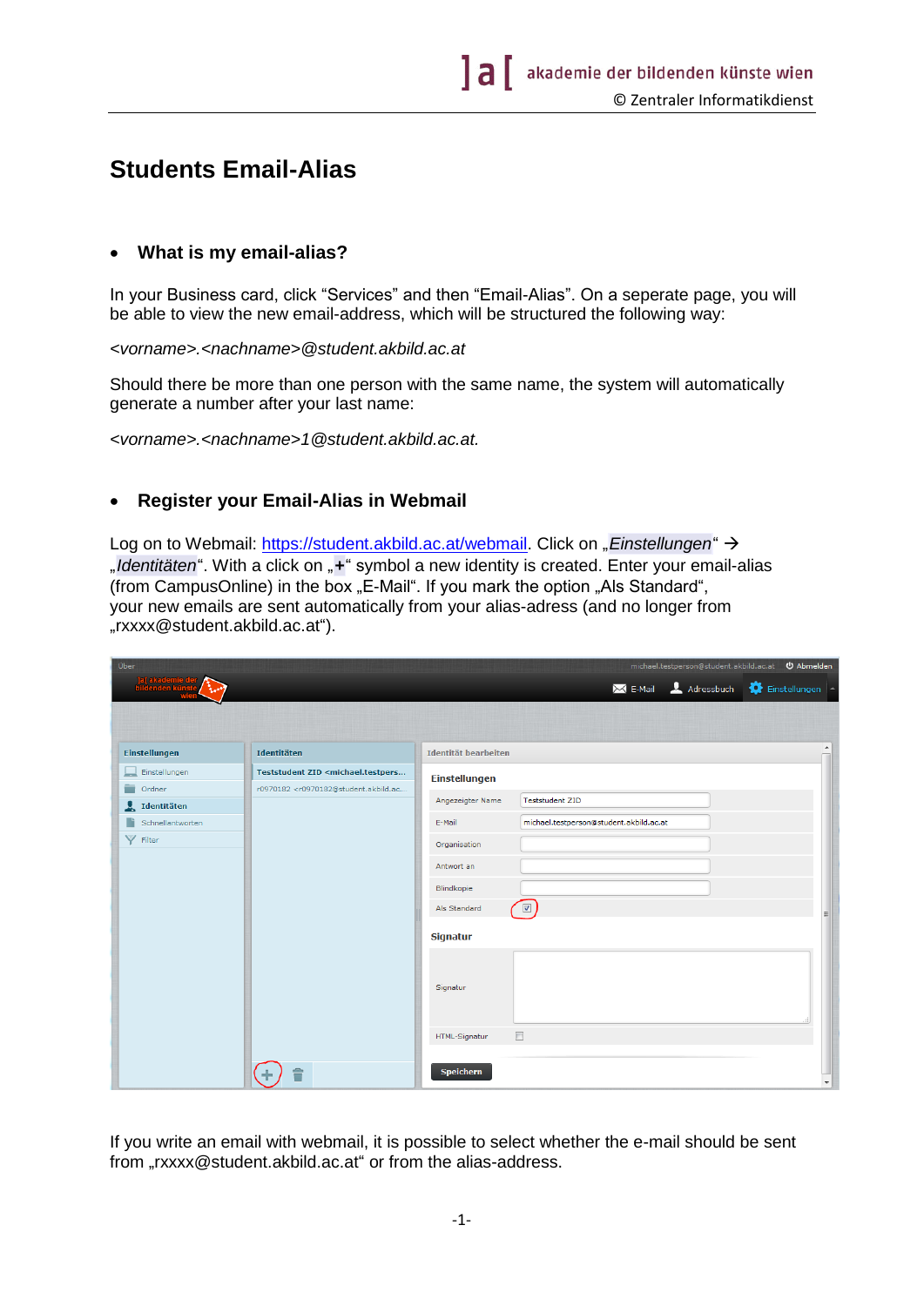# Students Email-Alias

- **What is my email-alias?**

In your Business card, click "Services" and then "Email-Alias". On a seperate page, you will be able to view the new email-address, which will be structured the following way:

*<vorname>.<nachname>@student.akbild.ac.at*

Should there be more than one person with the same name, the system will automatically generate a number after your last name:

*<vorname>.<nachname>1@student.akbild.ac.at.*

- **Register your Email-Alias in Webmail**

Log on to Webmail: https://student.akbild.ac.at/webmail. Click on „*Einstellungen*" → „*Identitäten*". With a click on „**+**" symbol a new identity is created. Enter your email-alias (from CampusOnline) in the box „E-Mail". If you mark the option „Als Standard", your new emails are sent automatically from your alias-adress (and no longer from „rxxxx@student.akbild.ac.at").

If you write an email with webmail, it is possible to select whether the e-mail should be sent from „rxxxx@student.akbild.ac.at" or from the alias-address.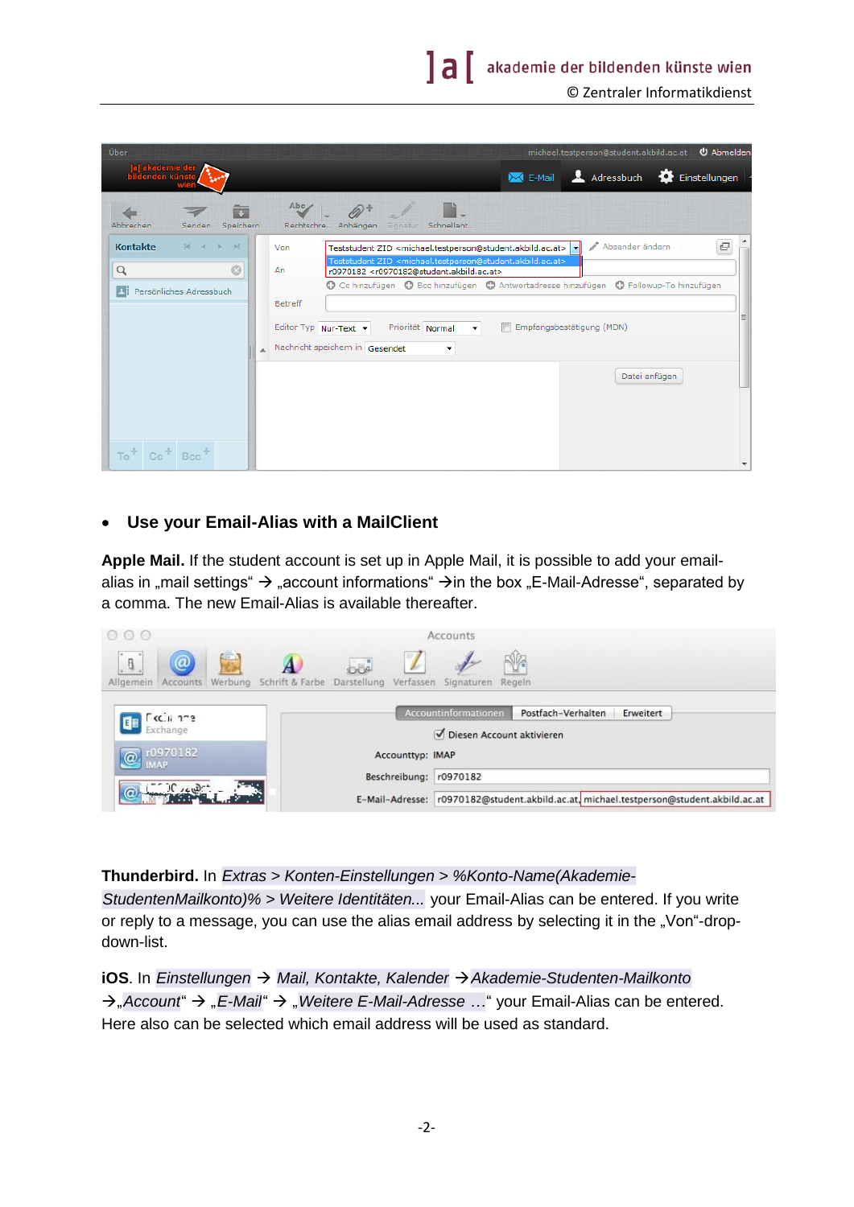- **Use your Email-Alias with a MailClient**

**Apple Mail.** If the student account is set up in Apple Mail, it is possible to add your email-alias in „mail settings“ → „account informations“ →in the box „E-Mail-Adresse“, separated by a comma. The new Email-Alias is available thereafter.

**Thunderbird.** In *Extras > Konten-Einstellungen > %Konto-Name(Akademie-StudentenMailkonto)% > Weitere Identitäten...* your Email-Alias can be entered. If you write or reply to a message, you can use the alias email address by selecting it in the „Von“-drop-down-list.

**iOS**. In *Einstellungen* → *Mail, Kontakte, Kalender* →*Akademie-Studenten-Mailkonto* →„*Account*“ → „*E-Mail*“ → „*Weitere E-Mail-Adresse …*“ your Email-Alias can be entered. Here also can be selected which email address will be used as standard.